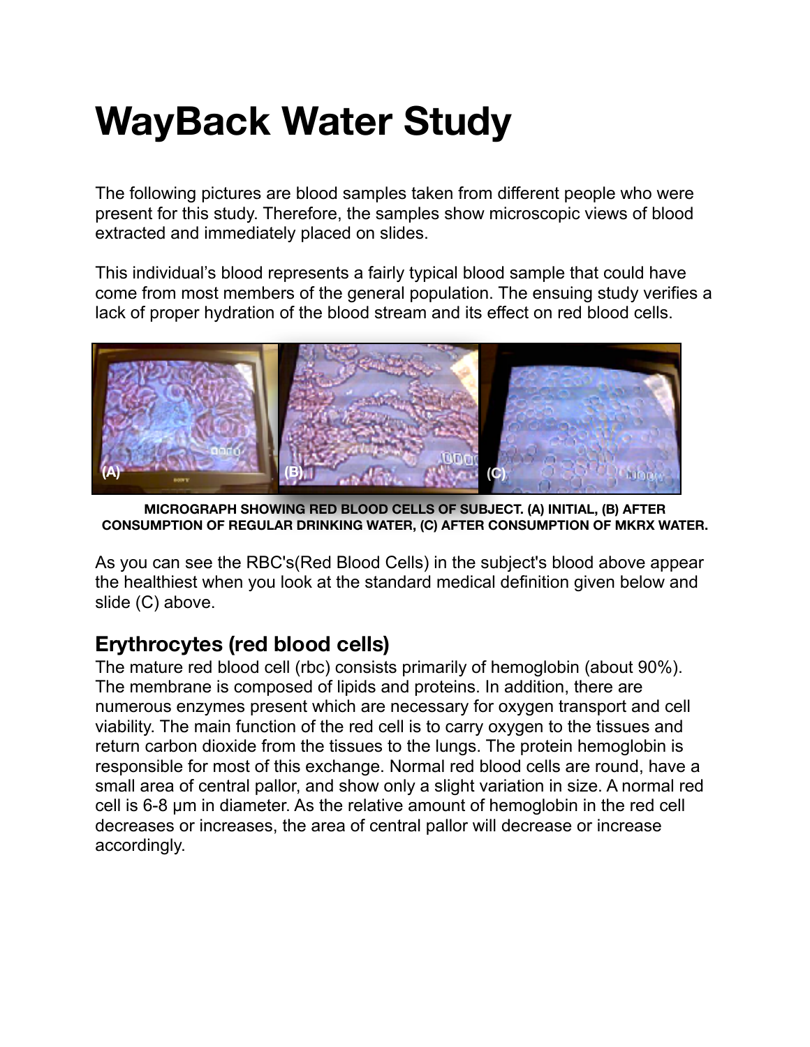# WayBack Water Study

The following pictures are blood samples taken from different people who were present for this study. Therefore, the samples show microscopic views of blood extracted and immediately placed on slides.

This individual's blood represents a fairly typical blood sample that could have come from most members of the general population. The ensuing study verifies a lack of proper hydration of the blood stream and its effect on red blood cells.

**MICROGRAPH SHOWING RED BLOOD CELLS OF SUBJECT. (A) INITIAL, (B) AFTER CONSUMPTION OF REGULAR DRINKING WATER, (C) AFTER CONSUMPTION OF MKRX WATER.**

As you can see the RBC's(Red Blood Cells) in the subject's blood above appear the healthiest when you look at the standard medical definition given below and slide (C) above.

## Erythrocytes (red blood cells)

The mature red blood cell (rbc) consists primarily of hemoglobin (about 90%). The membrane is composed of lipids and proteins. In addition, there are numerous enzymes present which are necessary for oxygen transport and cell viability. The main function of the red cell is to carry oxygen to the tissues and return carbon dioxide from the tissues to the lungs. The protein hemoglobin is responsible for most of this exchange. Normal red blood cells are round, have a small area of central pallor, and show only a slight variation in size. A normal red cell is 6-8 µm in diameter. As the relative amount of hemoglobin in the red cell decreases or increases, the area of central pallor will decrease or increase accordingly.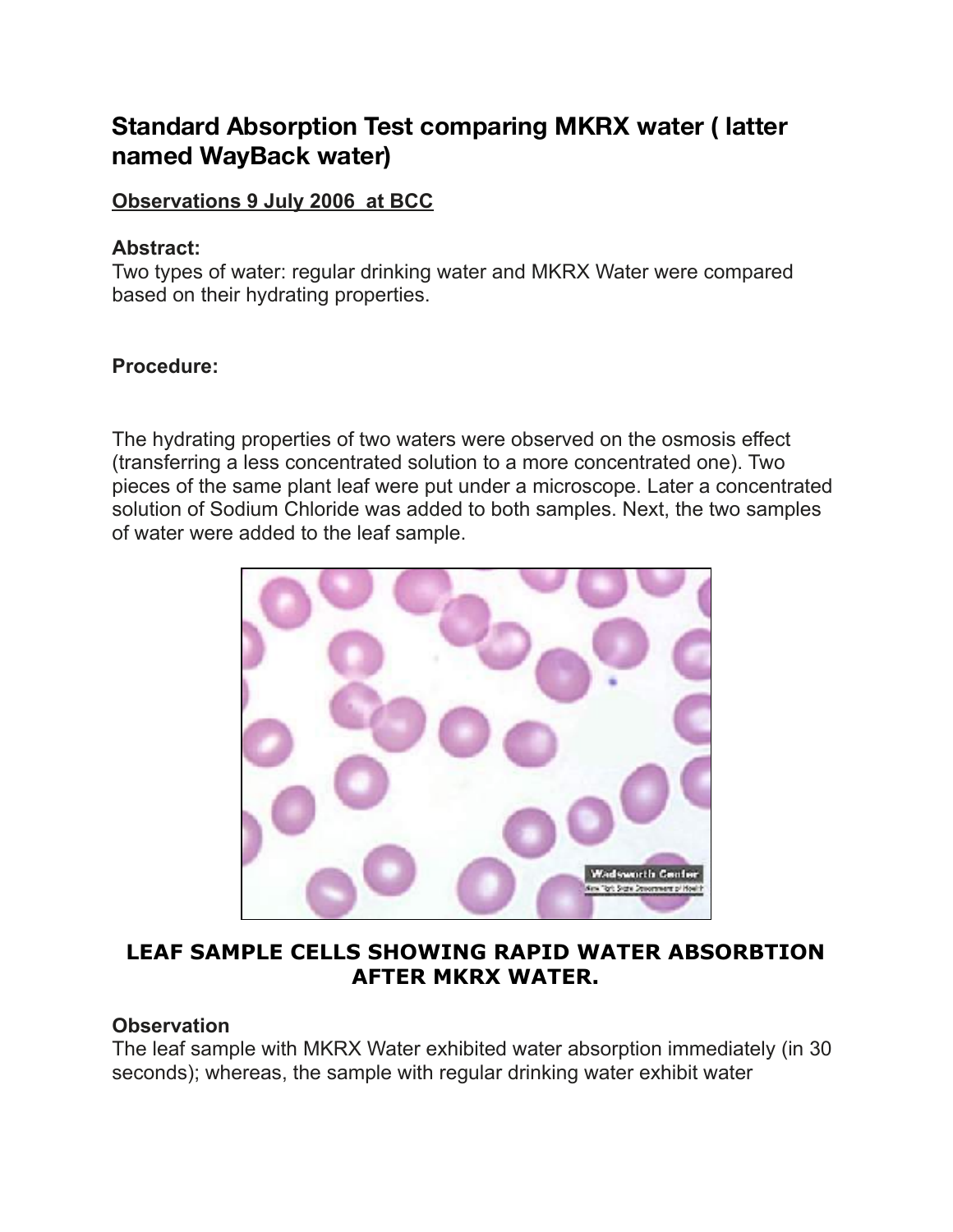# Standard Absorption Test comparing MKRX water ( latter named WayBack water)

**Observations 9 July 2006 at BCC**

**Abstract:**
Two types of water: regular drinking water and MKRX Water were compared based on their hydrating properties.

**Procedure:**

The hydrating properties of two waters were observed on the osmosis effect (transferring a less concentrated solution to a more concentrated one). Two pieces of the same plant leaf were put under a microscope. Later a concentrated solution of Sodium Chloride was added to both samples. Next, the two samples of water were added to the leaf sample.

**LEAF SAMPLE CELLS SHOWING RAPID WATER ABSORBTION AFTER MKRX WATER.**

**Observation**
The leaf sample with MKRX Water exhibited water absorption immediately (in 30 seconds); whereas, the sample with regular drinking water exhibit water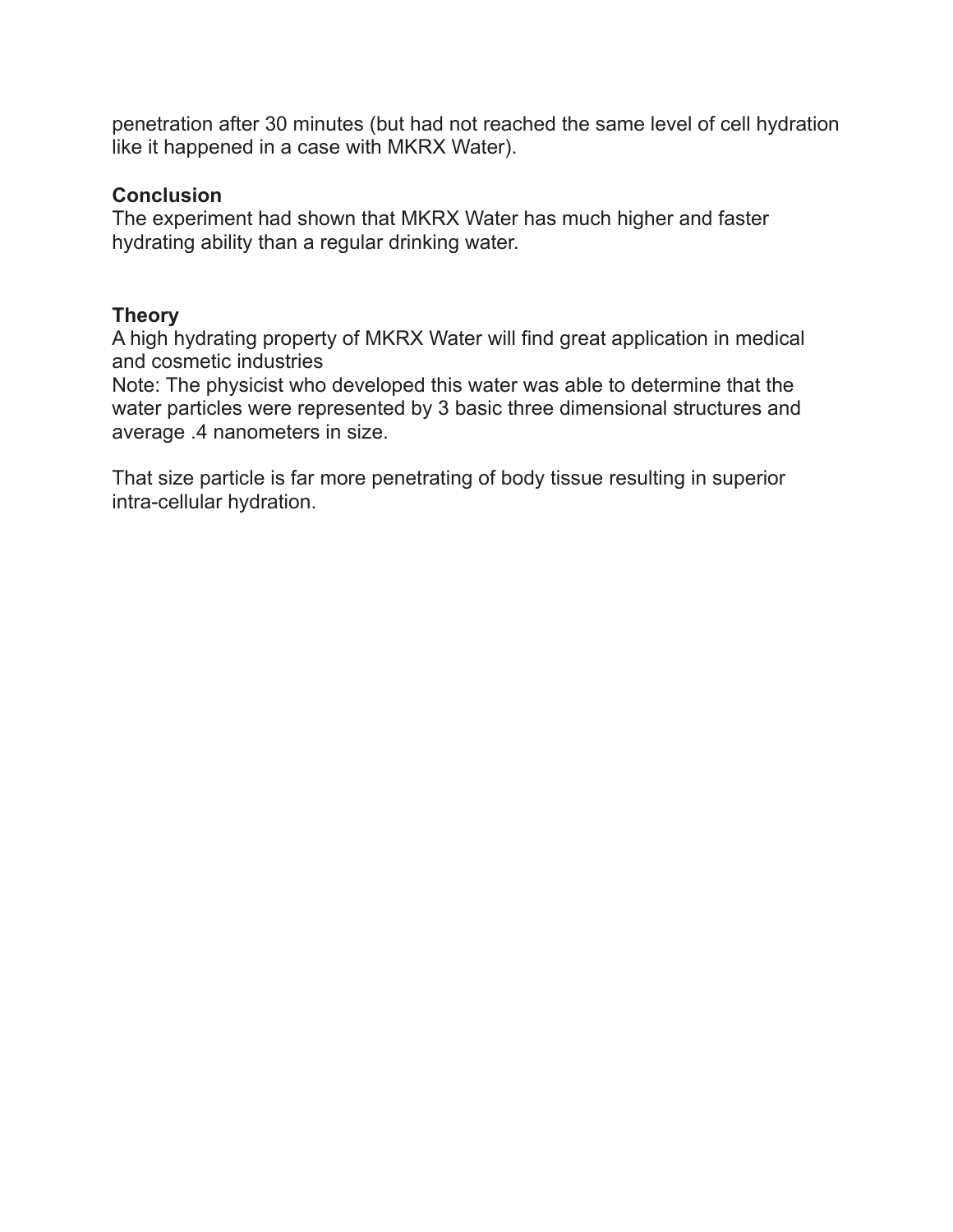penetration after 30 minutes (but had not reached the same level of cell hydration like it happened in a case with MKRX Water).

**Conclusion**

The experiment had shown that MKRX Water has much higher and faster hydrating ability than a regular drinking water.

**Theory**

A high hydrating property of MKRX Water will find great application in medical and cosmetic industries

Note: The physicist who developed this water was able to determine that the water particles were represented by 3 basic three dimensional structures and average .4 nanometers in size.

That size particle is far more penetrating of body tissue resulting in superior intra-cellular hydration.